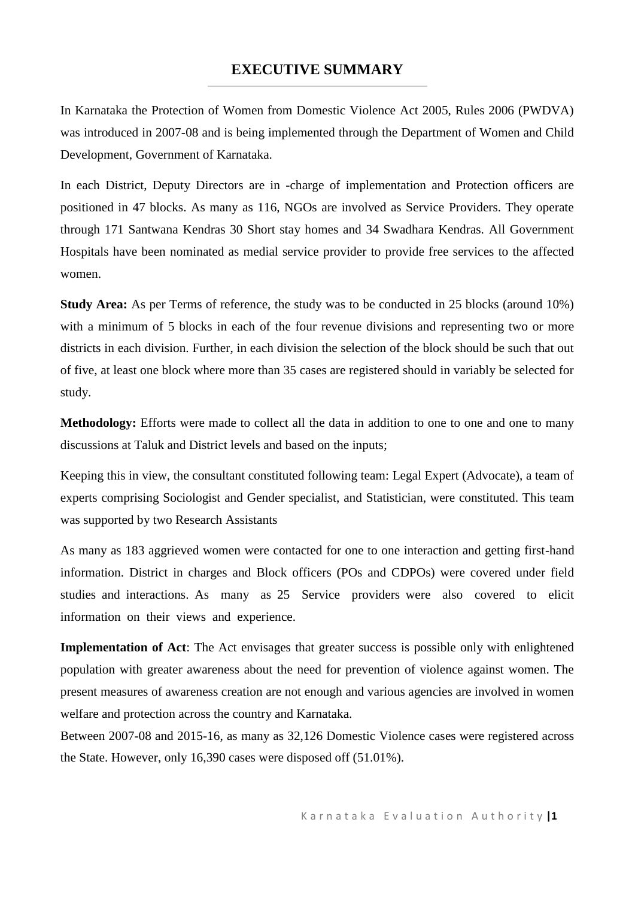# EXECUTIVE SUMMARY

In Karnataka the Protection of Women from Domestic Violence Act 2005, Rules 2006 (PWDVA) was introduced in 2007-08 and is being implemented through the Department of Women and Child Development, Government of Karnataka.

In each District, Deputy Directors are in -charge of implementation and Protection officers are positioned in 47 blocks. As many as 116, NGOs are involved as Service Providers. They operate through 171 Santwana Kendras 30 Short stay homes and 34 Swadhara Kendras. All Government Hospitals have been nominated as medial service provider to provide free services to the affected women.

**Study Area:** As per Terms of reference, the study was to be conducted in 25 blocks (around 10%) with a minimum of 5 blocks in each of the four revenue divisions and representing two or more districts in each division. Further, in each division the selection of the block should be such that out of five, at least one block where more than 35 cases are registered should in variably be selected for study.

**Methodology:** Efforts were made to collect all the data in addition to one to one and one to many discussions at Taluk and District levels and based on the inputs;

Keeping this in view, the consultant constituted following team: Legal Expert (Advocate), a team of experts comprising Sociologist and Gender specialist, and Statistician, were constituted. This team was supported by two Research Assistants

As many as 183 aggrieved women were contacted for one to one interaction and getting first-hand information. District in charges and Block officers (POs and CDPOs) were covered under field studies and interactions. As many as 25 Service providers were also covered to elicit information on their views and experience.

**Implementation of Act**: The Act envisages that greater success is possible only with enlightened population with greater awareness about the need for prevention of violence against women. The present measures of awareness creation are not enough and various agencies are involved in women welfare and protection across the country and Karnataka.

Between 2007-08 and 2015-16, as many as 32,126 Domestic Violence cases were registered across the State. However, only 16,390 cases were disposed off (51.01%).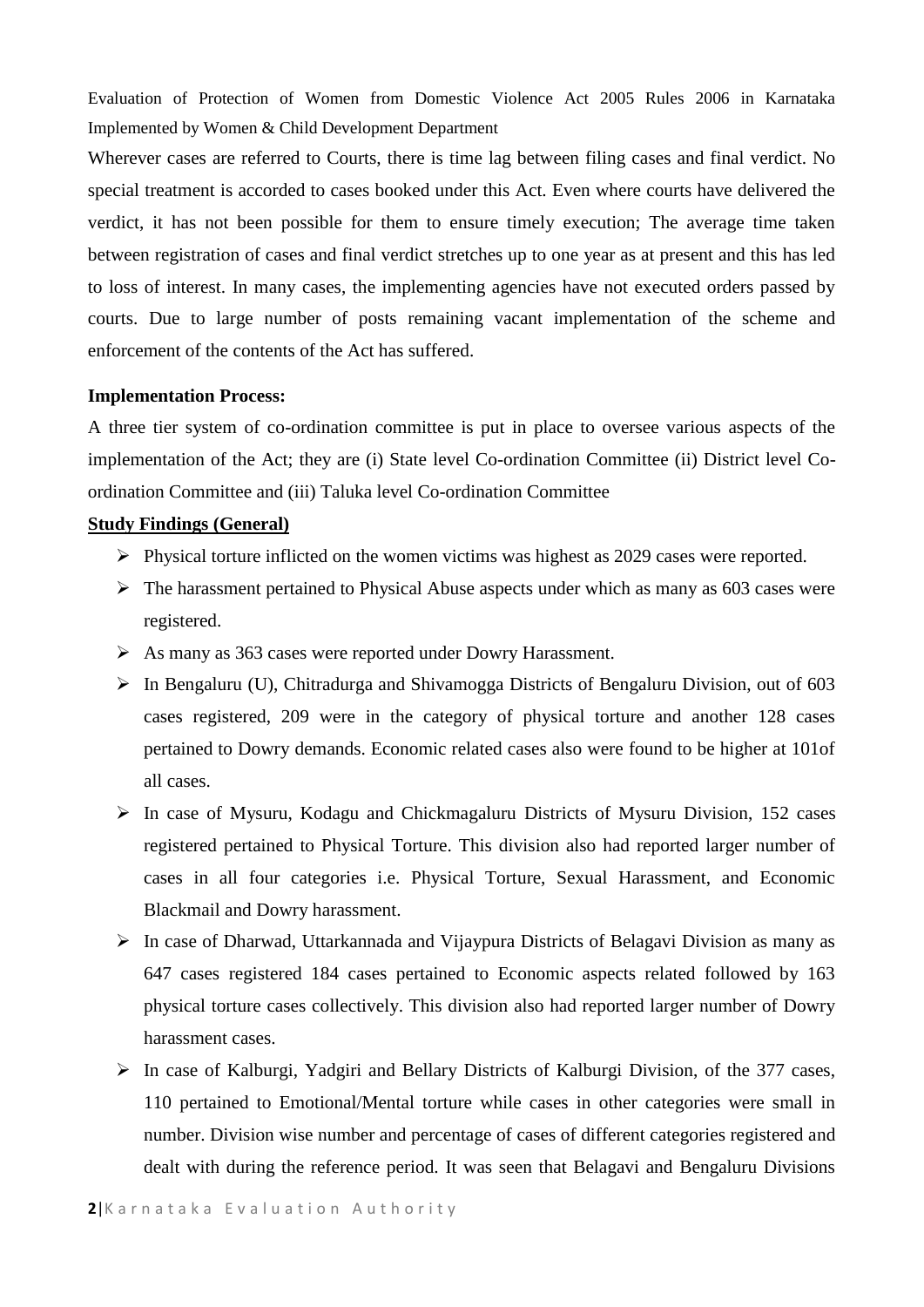Wherever cases are referred to Courts, there is time lag between filing cases and final verdict. No special treatment is accorded to cases booked under this Act. Even where courts have delivered the verdict, it has not been possible for them to ensure timely execution; The average time taken between registration of cases and final verdict stretches up to one year as at present and this has led to loss of interest. In many cases, the implementing agencies have not executed orders passed by courts. Due to large number of posts remaining vacant implementation of the scheme and enforcement of the contents of the Act has suffered.

**Implementation Process:**

A three tier system of co-ordination committee is put in place to oversee various aspects of the implementation of the Act; they are (i) State level Co-ordination Committee (ii) District level Co-ordination Committee and (iii) Taluka level Co-ordination Committee

**Study Findings (General)**

- Physical torture inflicted on the women victims was highest as 2029 cases were reported.
- The harassment pertained to Physical Abuse aspects under which as many as 603 cases were registered.
- As many as 363 cases were reported under Dowry Harassment.
- In Bengaluru (U), Chitradurga and Shivamogga Districts of Bengaluru Division, out of 603 cases registered, 209 were in the category of physical torture and another 128 cases pertained to Dowry demands. Economic related cases also were found to be higher at 101of all cases.
- In case of Mysuru, Kodagu and Chickmagaluru Districts of Mysuru Division, 152 cases registered pertained to Physical Torture. This division also had reported larger number of cases in all four categories i.e. Physical Torture, Sexual Harassment, and Economic Blackmail and Dowry harassment.
- In case of Dharwad, Uttarkannada and Vijaypura Districts of Belagavi Division as many as 647 cases registered 184 cases pertained to Economic aspects related followed by 163 physical torture cases collectively. This division also had reported larger number of Dowry harassment cases.
- In case of Kalburgi, Yadgiri and Bellary Districts of Kalburgi Division, of the 377 cases, 110 pertained to Emotional/Mental torture while cases in other categories were small in number. Division wise number and percentage of cases of different categories registered and dealt with during the reference period. It was seen that Belagavi and Bengaluru Divisions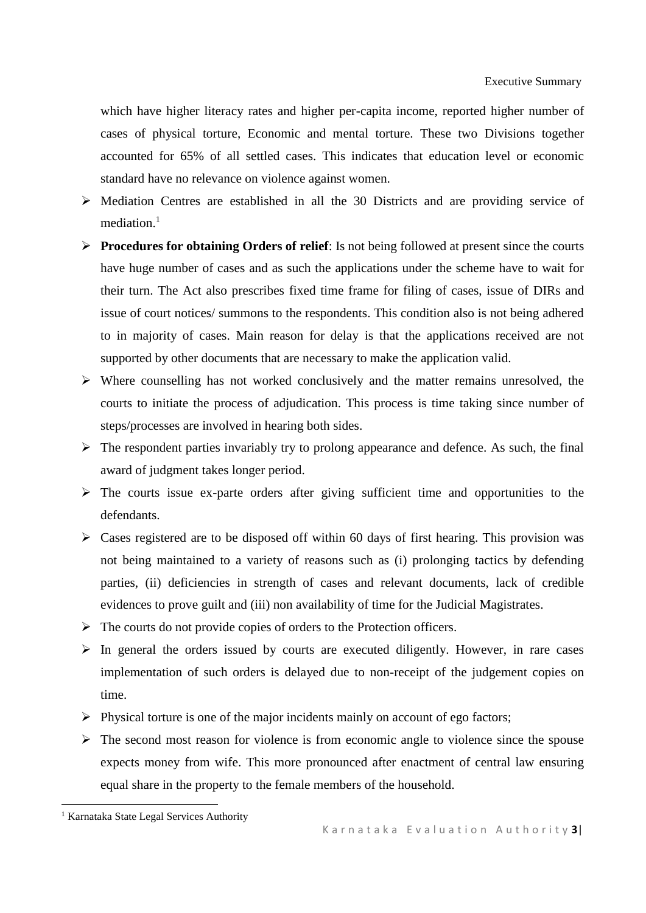which have higher literacy rates and higher per-capita income, reported higher number of cases of physical torture, Economic and mental torture. These two Divisions together accounted for 65% of all settled cases. This indicates that education level or economic standard have no relevance on violence against women.

- Mediation Centres are established in all the 30 Districts and are providing service of mediation.[1]
- **Procedures for obtaining Orders of relief**: Is not being followed at present since the courts have huge number of cases and as such the applications under the scheme have to wait for their turn. The Act also prescribes fixed time frame for filing of cases, issue of DIRs and issue of court notices/ summons to the respondents. This condition also is not being adhered to in majority of cases. Main reason for delay is that the applications received are not supported by other documents that are necessary to make the application valid.
- Where counselling has not worked conclusively and the matter remains unresolved, the courts to initiate the process of adjudication. This process is time taking since number of steps/processes are involved in hearing both sides.
- The respondent parties invariably try to prolong appearance and defence. As such, the final award of judgment takes longer period.
- The courts issue ex-parte orders after giving sufficient time and opportunities to the defendants.
- Cases registered are to be disposed off within 60 days of first hearing. This provision was not being maintained to a variety of reasons such as (i) prolonging tactics by defending parties, (ii) deficiencies in strength of cases and relevant documents, lack of credible evidences to prove guilt and (iii) non availability of time for the Judicial Magistrates.
- The courts do not provide copies of orders to the Protection officers.
- In general the orders issued by courts are executed diligently. However, in rare cases implementation of such orders is delayed due to non-receipt of the judgement copies on time.
- Physical torture is one of the major incidents mainly on account of ego factors;
- The second most reason for violence is from economic angle to violence since the spouse expects money from wife. This more pronounced after enactment of central law ensuring equal share in the property to the female members of the household.

[1] Karnataka State Legal Services Authority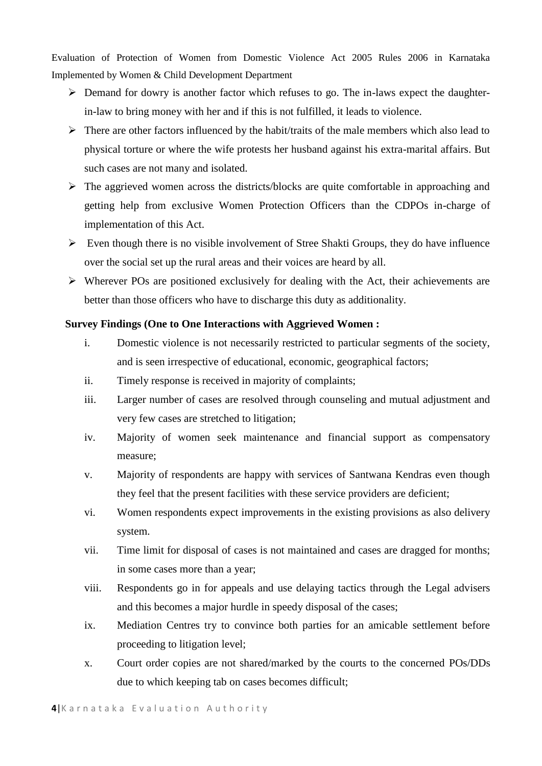- Demand for dowry is another factor which refuses to go. The in-laws expect the daughter-in-law to bring money with her and if this is not fulfilled, it leads to violence.
- There are other factors influenced by the habit/traits of the male members which also lead to physical torture or where the wife protests her husband against his extra-marital affairs. But such cases are not many and isolated.
- The aggrieved women across the districts/blocks are quite comfortable in approaching and getting help from exclusive Women Protection Officers than the CDPOs in-charge of implementation of this Act.
- Even though there is no visible involvement of Stree Shakti Groups, they do have influence over the social set up the rural areas and their voices are heard by all.
- Wherever POs are positioned exclusively for dealing with the Act, their achievements are better than those officers who have to discharge this duty as additionality.

**Survey Findings (One to One Interactions with Aggrieved Women :**

i. Domestic violence is not necessarily restricted to particular segments of the society, and is seen irrespective of educational, economic, geographical factors;

ii. Timely response is received in majority of complaints;

iii. Larger number of cases are resolved through counseling and mutual adjustment and very few cases are stretched to litigation;

iv. Majority of women seek maintenance and financial support as compensatory measure;

v. Majority of respondents are happy with services of Santwana Kendras even though they feel that the present facilities with these service providers are deficient;

vi. Women respondents expect improvements in the existing provisions as also delivery system.

vii. Time limit for disposal of cases is not maintained and cases are dragged for months; in some cases more than a year;

viii. Respondents go in for appeals and use delaying tactics through the Legal advisers and this becomes a major hurdle in speedy disposal of the cases;

ix. Mediation Centres try to convince both parties for an amicable settlement before proceeding to litigation level;

x. Court order copies are not shared/marked by the courts to the concerned POs/DDs due to which keeping tab on cases becomes difficult;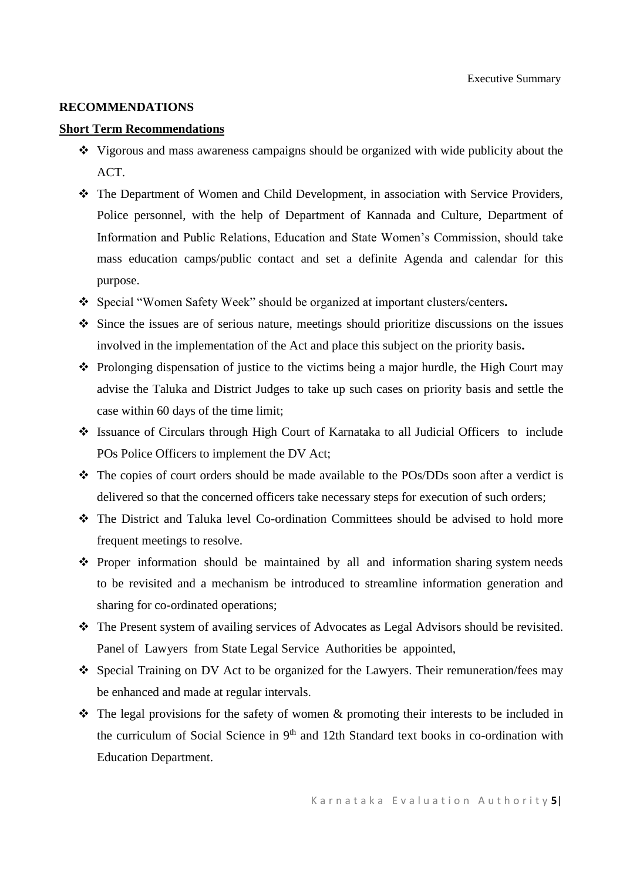## RECOMMENDATIONS

### Short Term Recommendations

- Vigorous and mass awareness campaigns should be organized with wide publicity about the ACT.
- The Department of Women and Child Development, in association with Service Providers, Police personnel, with the help of Department of Kannada and Culture, Department of Information and Public Relations, Education and State Women's Commission, should take mass education camps/public contact and set a definite Agenda and calendar for this purpose.
- Special "Women Safety Week" should be organized at important clusters/centers**.**
- Since the issues are of serious nature, meetings should prioritize discussions on the issues involved in the implementation of the Act and place this subject on the priority basis**.**
- Prolonging dispensation of justice to the victims being a major hurdle, the High Court may advise the Taluka and District Judges to take up such cases on priority basis and settle the case within 60 days of the time limit;
- Issuance of Circulars through High Court of Karnataka to all Judicial Officers to include POs Police Officers to implement the DV Act;
- The copies of court orders should be made available to the POs/DDs soon after a verdict is delivered so that the concerned officers take necessary steps for execution of such orders;
- The District and Taluka level Co-ordination Committees should be advised to hold more frequent meetings to resolve.
- Proper information should be maintained by all and information sharing system needs to be revisited and a mechanism be introduced to streamline information generation and sharing for co-ordinated operations;
- The Present system of availing services of Advocates as Legal Advisors should be revisited. Panel of Lawyers from State Legal Service Authorities be appointed,
- Special Training on DV Act to be organized for the Lawyers. Their remuneration/fees may be enhanced and made at regular intervals.
- The legal provisions for the safety of women & promoting their interests to be included in the curriculum of Social Science in 9th and 12th Standard text books in co-ordination with Education Department.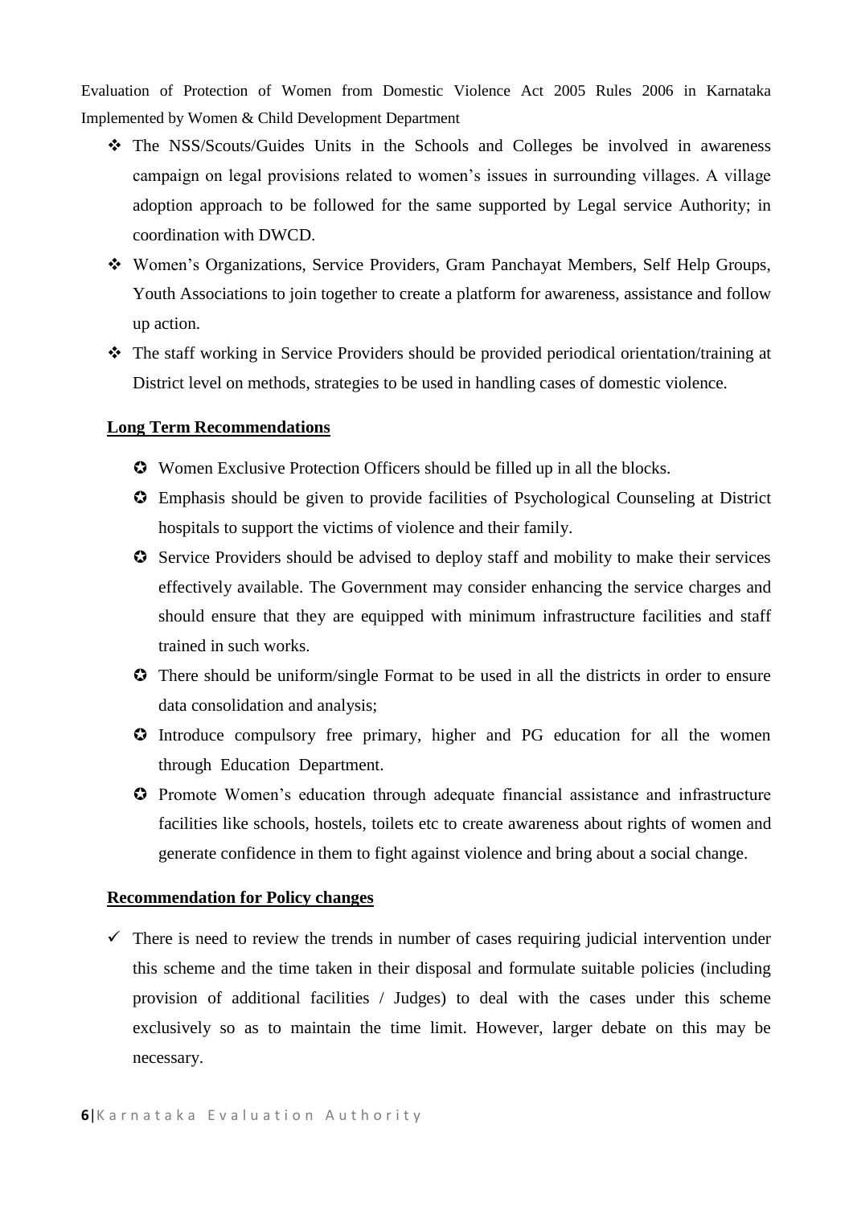- The NSS/Scouts/Guides Units in the Schools and Colleges be involved in awareness campaign on legal provisions related to women's issues in surrounding villages. A village adoption approach to be followed for the same supported by Legal service Authority; in coordination with DWCD.
- Women's Organizations, Service Providers, Gram Panchayat Members, Self Help Groups, Youth Associations to join together to create a platform for awareness, assistance and follow up action.
- The staff working in Service Providers should be provided periodical orientation/training at District level on methods, strategies to be used in handling cases of domestic violence.

## Long Term Recommendations

- Women Exclusive Protection Officers should be filled up in all the blocks.
- Emphasis should be given to provide facilities of Psychological Counseling at District hospitals to support the victims of violence and their family.
- Service Providers should be advised to deploy staff and mobility to make their services effectively available. The Government may consider enhancing the service charges and should ensure that they are equipped with minimum infrastructure facilities and staff trained in such works.
- There should be uniform/single Format to be used in all the districts in order to ensure data consolidation and analysis;
- Introduce compulsory free primary, higher and PG education for all the women through Education Department.
- Promote Women's education through adequate financial assistance and infrastructure facilities like schools, hostels, toilets etc to create awareness about rights of women and generate confidence in them to fight against violence and bring about a social change.

## Recommendation for Policy changes

- There is need to review the trends in number of cases requiring judicial intervention under this scheme and the time taken in their disposal and formulate suitable policies (including provision of additional facilities / Judges) to deal with the cases under this scheme exclusively so as to maintain the time limit. However, larger debate on this may be necessary.